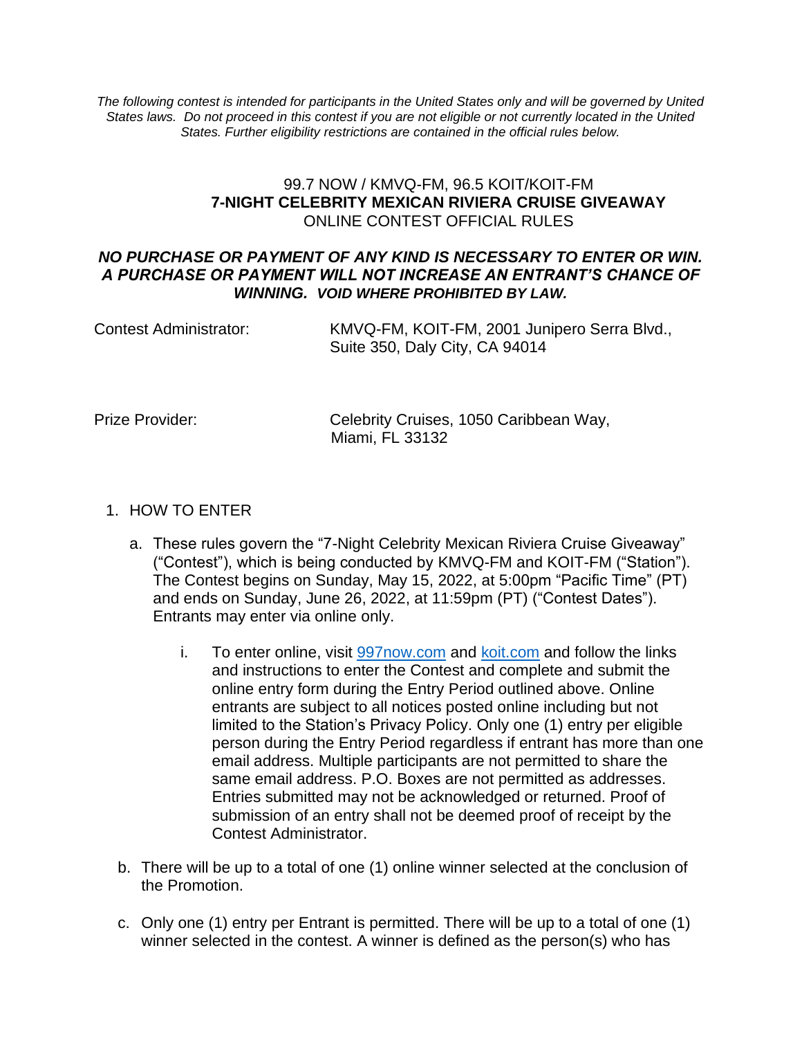*The following contest is intended for participants in the United States only and will be governed by United States laws. Do not proceed in this contest if you are not eligible or not currently located in the United States. Further eligibility restrictions are contained in the official rules below.*

99.7 NOW / KMVQ-FM, 96.5 KOIT/KOIT-FM
**7-NIGHT CELEBRITY MEXICAN RIVIERA CRUISE GIVEAWAY**
ONLINE CONTEST OFFICIAL RULES

***NO PURCHASE OR PAYMENT OF ANY KIND IS NECESSARY TO ENTER OR WIN. A PURCHASE OR PAYMENT WILL NOT INCREASE AN ENTRANT'S CHANCE OF WINNING. VOID WHERE PROHIBITED BY LAW.***

Contest Administrator: KMVQ-FM, KOIT-FM, 2001 Junipero Serra Blvd., Suite 350, Daly City, CA 94014

Prize Provider: Celebrity Cruises, 1050 Caribbean Way, Miami, FL 33132

1. HOW TO ENTER

   a. These rules govern the "7-Night Celebrity Mexican Riviera Cruise Giveaway" ("Contest"), which is being conducted by KMVQ-FM and KOIT-FM ("Station"). The Contest begins on Sunday, May 15, 2022, at 5:00pm "Pacific Time" (PT) and ends on Sunday, June 26, 2022, at 11:59pm (PT) ("Contest Dates"). Entrants may enter via online only.

      i. To enter online, visit [997now.com](997now.com) and [koit.com](koit.com) and follow the links and instructions to enter the Contest and complete and submit the online entry form during the Entry Period outlined above. Online entrants are subject to all notices posted online including but not limited to the Station's Privacy Policy. Only one (1) entry per eligible person during the Entry Period regardless if entrant has more than one email address. Multiple participants are not permitted to share the same email address. P.O. Boxes are not permitted as addresses. Entries submitted may not be acknowledged or returned. Proof of submission of an entry shall not be deemed proof of receipt by the Contest Administrator.

   b. There will be up to a total of one (1) online winner selected at the conclusion of the Promotion.

   c. Only one (1) entry per Entrant is permitted. There will be up to a total of one (1) winner selected in the contest. A winner is defined as the person(s) who has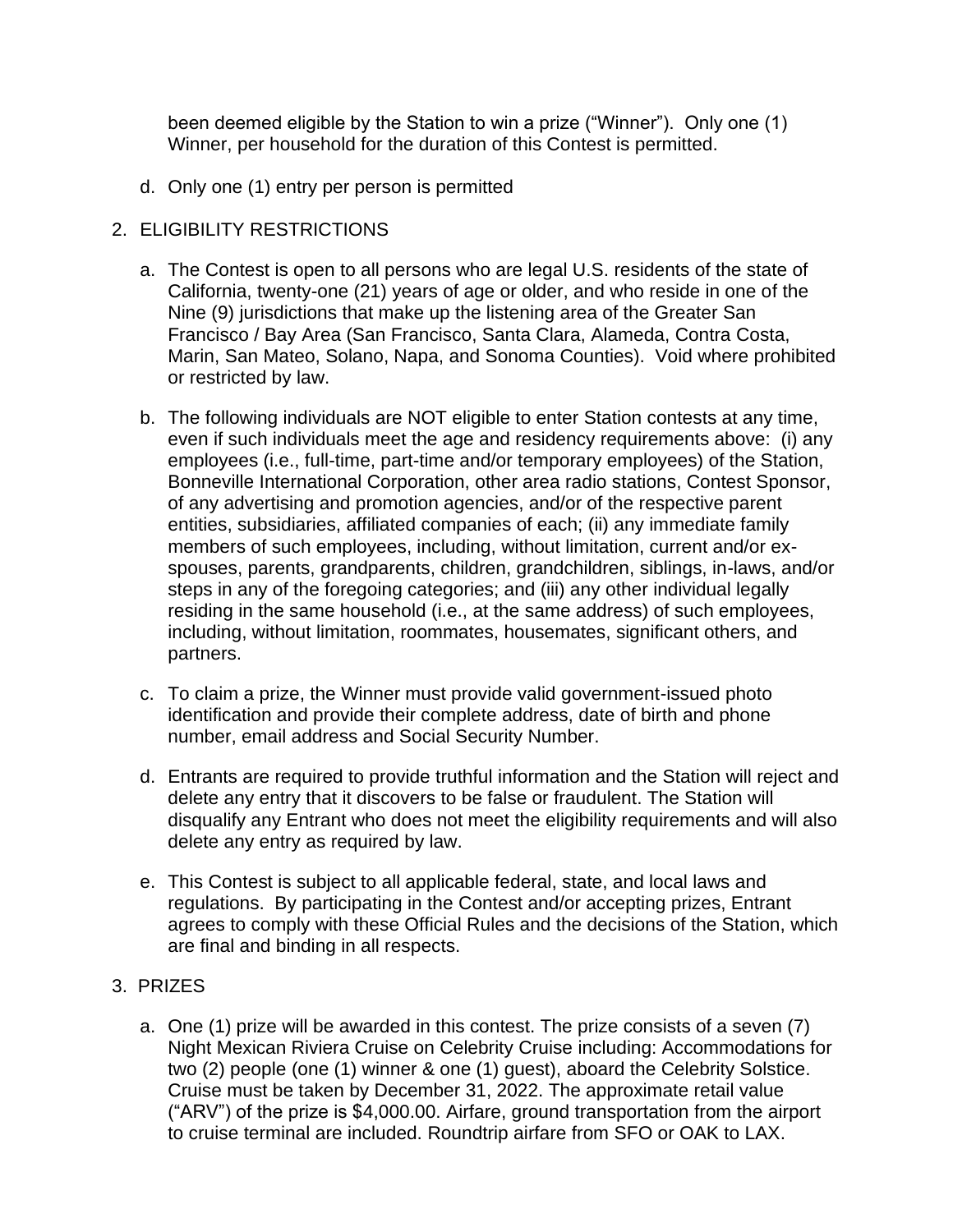been deemed eligible by the Station to win a prize ("Winner"). Only one (1) Winner, per household for the duration of this Contest is permitted.

d. Only one (1) entry per person is permitted

2. ELIGIBILITY RESTRICTIONS

   a. The Contest is open to all persons who are legal U.S. residents of the state of California, twenty-one (21) years of age or older, and who reside in one of the Nine (9) jurisdictions that make up the listening area of the Greater San Francisco / Bay Area (San Francisco, Santa Clara, Alameda, Contra Costa, Marin, San Mateo, Solano, Napa, and Sonoma Counties). Void where prohibited or restricted by law.

   b. The following individuals are NOT eligible to enter Station contests at any time, even if such individuals meet the age and residency requirements above: (i) any employees (i.e., full-time, part-time and/or temporary employees) of the Station, Bonneville International Corporation, other area radio stations, Contest Sponsor, of any advertising and promotion agencies, and/or of the respective parent entities, subsidiaries, affiliated companies of each; (ii) any immediate family members of such employees, including, without limitation, current and/or ex-spouses, parents, grandparents, children, grandchildren, siblings, in-laws, and/or steps in any of the foregoing categories; and (iii) any other individual legally residing in the same household (i.e., at the same address) of such employees, including, without limitation, roommates, housemates, significant others, and partners.

   c. To claim a prize, the Winner must provide valid government-issued photo identification and provide their complete address, date of birth and phone number, email address and Social Security Number.

   d. Entrants are required to provide truthful information and the Station will reject and delete any entry that it discovers to be false or fraudulent. The Station will disqualify any Entrant who does not meet the eligibility requirements and will also delete any entry as required by law.

   e. This Contest is subject to all applicable federal, state, and local laws and regulations. By participating in the Contest and/or accepting prizes, Entrant agrees to comply with these Official Rules and the decisions of the Station, which are final and binding in all respects.

3. PRIZES

   a. One (1) prize will be awarded in this contest. The prize consists of a seven (7) Night Mexican Riviera Cruise on Celebrity Cruise including: Accommodations for two (2) people (one (1) winner & one (1) guest), aboard the Celebrity Solstice. Cruise must be taken by December 31, 2022. The approximate retail value ("ARV") of the prize is $4,000.00. Airfare, ground transportation from the airport to cruise terminal are included. Roundtrip airfare from SFO or OAK to LAX.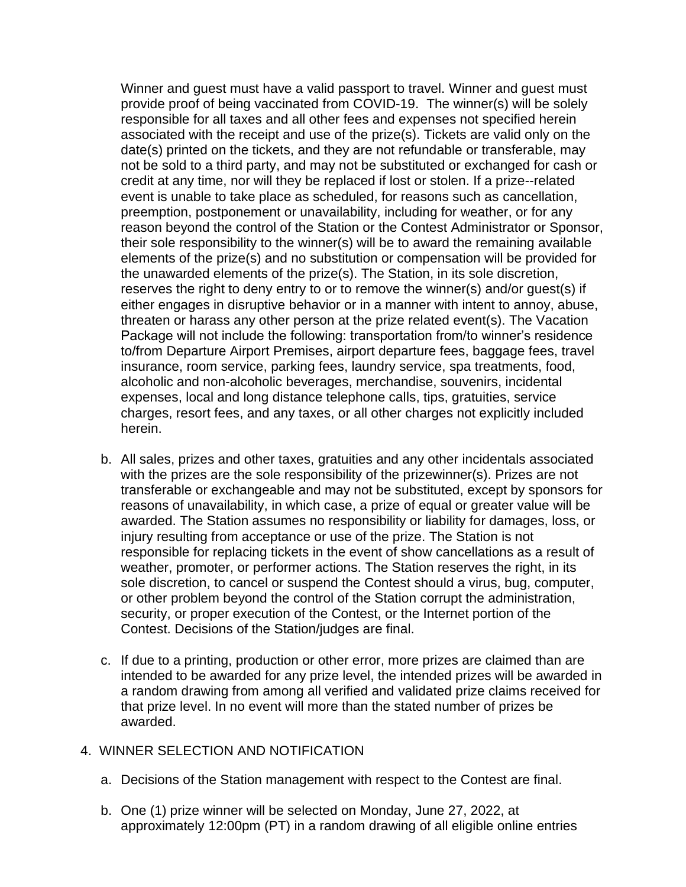Winner and guest must have a valid passport to travel. Winner and guest must provide proof of being vaccinated from COVID-19. The winner(s) will be solely responsible for all taxes and all other fees and expenses not specified herein associated with the receipt and use of the prize(s). Tickets are valid only on the date(s) printed on the tickets, and they are not refundable or transferable, may not be sold to a third party, and may not be substituted or exchanged for cash or credit at any time, nor will they be replaced if lost or stolen. If a prize--related event is unable to take place as scheduled, for reasons such as cancellation, preemption, postponement or unavailability, including for weather, or for any reason beyond the control of the Station or the Contest Administrator or Sponsor, their sole responsibility to the winner(s) will be to award the remaining available elements of the prize(s) and no substitution or compensation will be provided for the unawarded elements of the prize(s). The Station, in its sole discretion, reserves the right to deny entry to or to remove the winner(s) and/or guest(s) if either engages in disruptive behavior or in a manner with intent to annoy, abuse, threaten or harass any other person at the prize related event(s). The Vacation Package will not include the following: transportation from/to winner's residence to/from Departure Airport Premises, airport departure fees, baggage fees, travel insurance, room service, parking fees, laundry service, spa treatments, food, alcoholic and non-alcoholic beverages, merchandise, souvenirs, incidental expenses, local and long distance telephone calls, tips, gratuities, service charges, resort fees, and any taxes, or all other charges not explicitly included herein.

b. All sales, prizes and other taxes, gratuities and any other incidentals associated with the prizes are the sole responsibility of the prizewinner(s). Prizes are not transferable or exchangeable and may not be substituted, except by sponsors for reasons of unavailability, in which case, a prize of equal or greater value will be awarded. The Station assumes no responsibility or liability for damages, loss, or injury resulting from acceptance or use of the prize. The Station is not responsible for replacing tickets in the event of show cancellations as a result of weather, promoter, or performer actions. The Station reserves the right, in its sole discretion, to cancel or suspend the Contest should a virus, bug, computer, or other problem beyond the control of the Station corrupt the administration, security, or proper execution of the Contest, or the Internet portion of the Contest. Decisions of the Station/judges are final.

c. If due to a printing, production or other error, more prizes are claimed than are intended to be awarded for any prize level, the intended prizes will be awarded in a random drawing from among all verified and validated prize claims received for that prize level. In no event will more than the stated number of prizes be awarded.

4. WINNER SELECTION AND NOTIFICATION

a. Decisions of the Station management with respect to the Contest are final.

b. One (1) prize winner will be selected on Monday, June 27, 2022, at approximately 12:00pm (PT) in a random drawing of all eligible online entries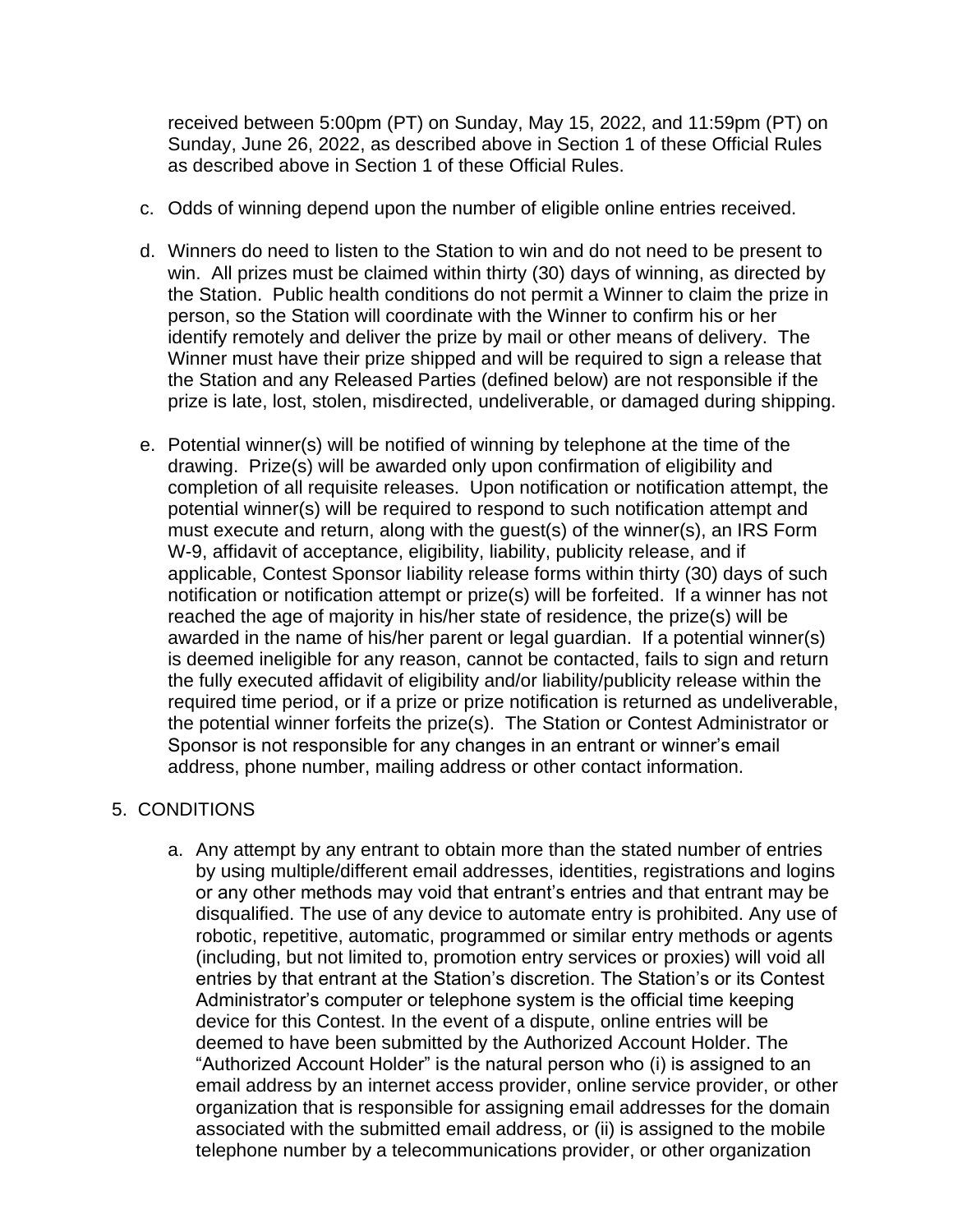received between 5:00pm (PT) on Sunday, May 15, 2022, and 11:59pm (PT) on Sunday, June 26, 2022, as described above in Section 1 of these Official Rules as described above in Section 1 of these Official Rules.

c. Odds of winning depend upon the number of eligible online entries received.

d. Winners do need to listen to the Station to win and do not need to be present to win. All prizes must be claimed within thirty (30) days of winning, as directed by the Station. Public health conditions do not permit a Winner to claim the prize in person, so the Station will coordinate with the Winner to confirm his or her identify remotely and deliver the prize by mail or other means of delivery. The Winner must have their prize shipped and will be required to sign a release that the Station and any Released Parties (defined below) are not responsible if the prize is late, lost, stolen, misdirected, undeliverable, or damaged during shipping.

e. Potential winner(s) will be notified of winning by telephone at the time of the drawing. Prize(s) will be awarded only upon confirmation of eligibility and completion of all requisite releases. Upon notification or notification attempt, the potential winner(s) will be required to respond to such notification attempt and must execute and return, along with the guest(s) of the winner(s), an IRS Form W-9, affidavit of acceptance, eligibility, liability, publicity release, and if applicable, Contest Sponsor liability release forms within thirty (30) days of such notification or notification attempt or prize(s) will be forfeited. If a winner has not reached the age of majority in his/her state of residence, the prize(s) will be awarded in the name of his/her parent or legal guardian. If a potential winner(s) is deemed ineligible for any reason, cannot be contacted, fails to sign and return the fully executed affidavit of eligibility and/or liability/publicity release within the required time period, or if a prize or prize notification is returned as undeliverable, the potential winner forfeits the prize(s). The Station or Contest Administrator or Sponsor is not responsible for any changes in an entrant or winner's email address, phone number, mailing address or other contact information.

5. CONDITIONS

   a. Any attempt by any entrant to obtain more than the stated number of entries by using multiple/different email addresses, identities, registrations and logins or any other methods may void that entrant's entries and that entrant may be disqualified. The use of any device to automate entry is prohibited. Any use of robotic, repetitive, automatic, programmed or similar entry methods or agents (including, but not limited to, promotion entry services or proxies) will void all entries by that entrant at the Station's discretion. The Station's or its Contest Administrator's computer or telephone system is the official time keeping device for this Contest. In the event of a dispute, online entries will be deemed to have been submitted by the Authorized Account Holder. The "Authorized Account Holder" is the natural person who (i) is assigned to an email address by an internet access provider, online service provider, or other organization that is responsible for assigning email addresses for the domain associated with the submitted email address, or (ii) is assigned to the mobile telephone number by a telecommunications provider, or other organization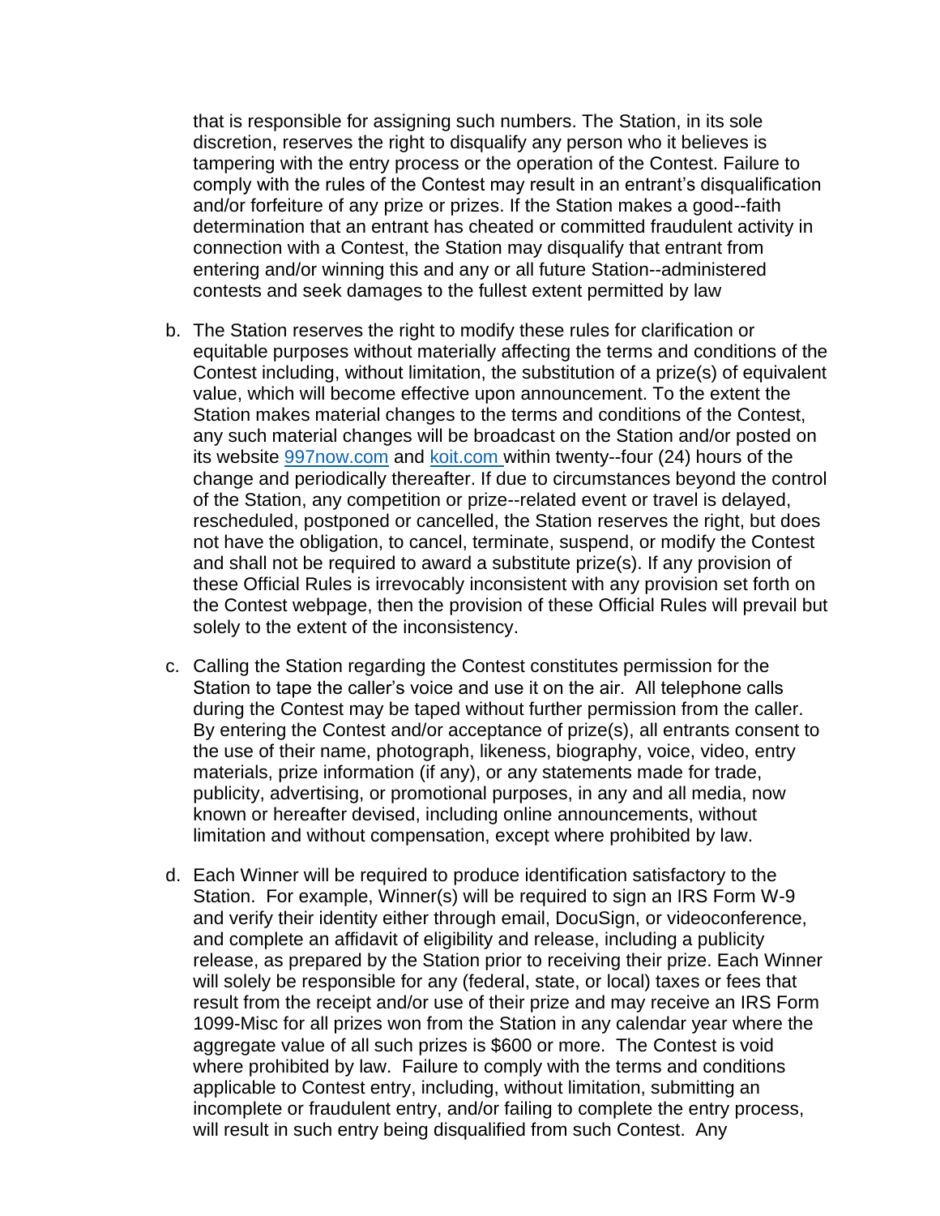that is responsible for assigning such numbers. The Station, in its sole discretion, reserves the right to disqualify any person who it believes is tampering with the entry process or the operation of the Contest. Failure to comply with the rules of the Contest may result in an entrant's disqualification and/or forfeiture of any prize or prizes. If the Station makes a good--faith determination that an entrant has cheated or committed fraudulent activity in connection with a Contest, the Station may disqualify that entrant from entering and/or winning this and any or all future Station--administered contests and seek damages to the fullest extent permitted by law

b. The Station reserves the right to modify these rules for clarification or equitable purposes without materially affecting the terms and conditions of the Contest including, without limitation, the substitution of a prize(s) of equivalent value, which will become effective upon announcement. To the extent the Station makes material changes to the terms and conditions of the Contest, any such material changes will be broadcast on the Station and/or posted on its website [997now.com](997now.com) and [koit.com](koit.com) within twenty--four (24) hours of the change and periodically thereafter. If due to circumstances beyond the control of the Station, any competition or prize--related event or travel is delayed, rescheduled, postponed or cancelled, the Station reserves the right, but does not have the obligation, to cancel, terminate, suspend, or modify the Contest and shall not be required to award a substitute prize(s). If any provision of these Official Rules is irrevocably inconsistent with any provision set forth on the Contest webpage, then the provision of these Official Rules will prevail but solely to the extent of the inconsistency.

c. Calling the Station regarding the Contest constitutes permission for the Station to tape the caller's voice and use it on the air. All telephone calls during the Contest may be taped without further permission from the caller. By entering the Contest and/or acceptance of prize(s), all entrants consent to the use of their name, photograph, likeness, biography, voice, video, entry materials, prize information (if any), or any statements made for trade, publicity, advertising, or promotional purposes, in any and all media, now known or hereafter devised, including online announcements, without limitation and without compensation, except where prohibited by law.

d. Each Winner will be required to produce identification satisfactory to the Station. For example, Winner(s) will be required to sign an IRS Form W-9 and verify their identity either through email, DocuSign, or videoconference, and complete an affidavit of eligibility and release, including a publicity release, as prepared by the Station prior to receiving their prize. Each Winner will solely be responsible for any (federal, state, or local) taxes or fees that result from the receipt and/or use of their prize and may receive an IRS Form 1099-Misc for all prizes won from the Station in any calendar year where the aggregate value of all such prizes is $600 or more. The Contest is void where prohibited by law. Failure to comply with the terms and conditions applicable to Contest entry, including, without limitation, submitting an incomplete or fraudulent entry, and/or failing to complete the entry process, will result in such entry being disqualified from such Contest. Any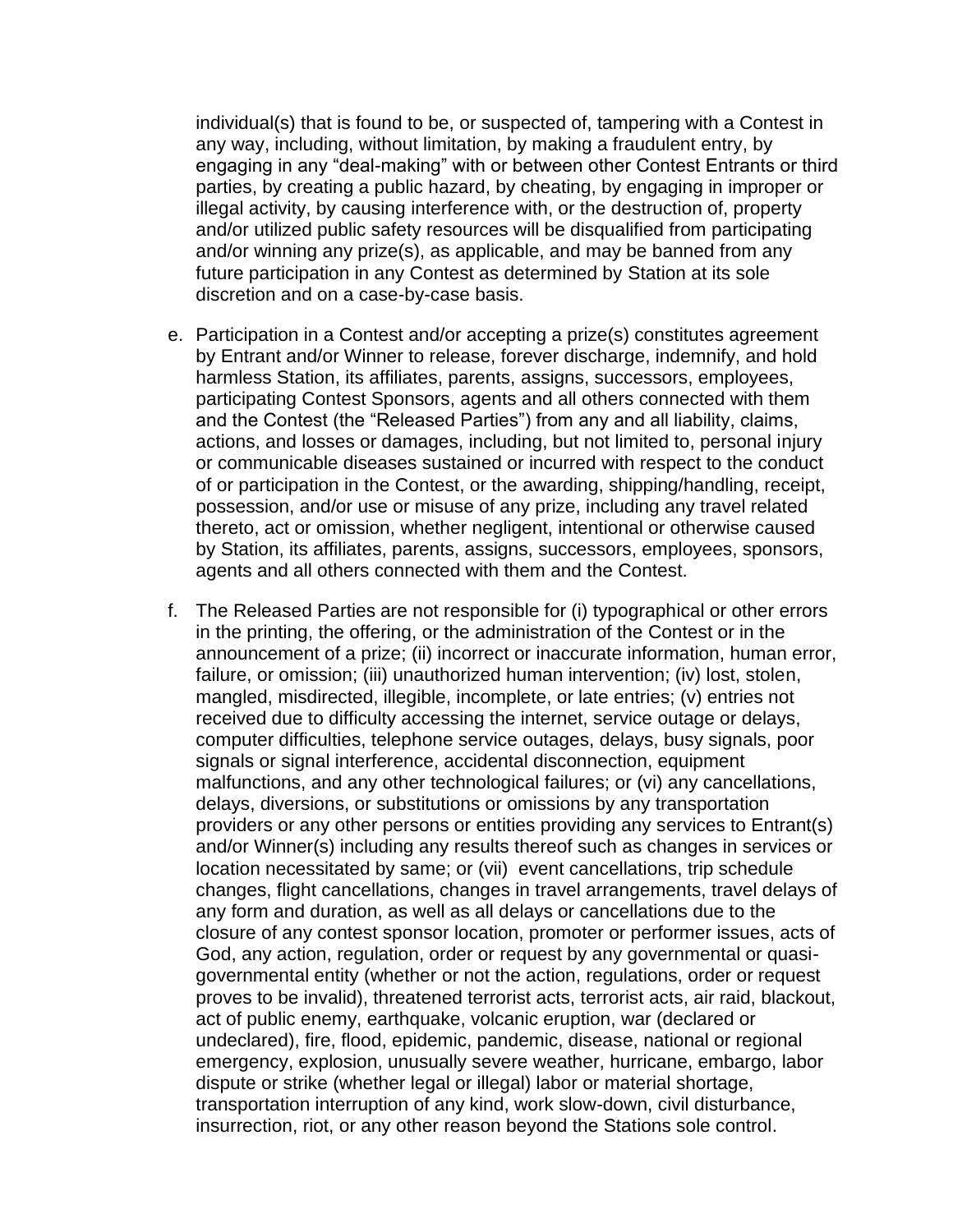individual(s) that is found to be, or suspected of, tampering with a Contest in any way, including, without limitation, by making a fraudulent entry, by engaging in any "deal-making" with or between other Contest Entrants or third parties, by creating a public hazard, by cheating, by engaging in improper or illegal activity, by causing interference with, or the destruction of, property and/or utilized public safety resources will be disqualified from participating and/or winning any prize(s), as applicable, and may be banned from any future participation in any Contest as determined by Station at its sole discretion and on a case-by-case basis.

e. Participation in a Contest and/or accepting a prize(s) constitutes agreement by Entrant and/or Winner to release, forever discharge, indemnify, and hold harmless Station, its affiliates, parents, assigns, successors, employees, participating Contest Sponsors, agents and all others connected with them and the Contest (the "Released Parties") from any and all liability, claims, actions, and losses or damages, including, but not limited to, personal injury or communicable diseases sustained or incurred with respect to the conduct of or participation in the Contest, or the awarding, shipping/handling, receipt, possession, and/or use or misuse of any prize, including any travel related thereto, act or omission, whether negligent, intentional or otherwise caused by Station, its affiliates, parents, assigns, successors, employees, sponsors, agents and all others connected with them and the Contest.

f. The Released Parties are not responsible for (i) typographical or other errors in the printing, the offering, or the administration of the Contest or in the announcement of a prize; (ii) incorrect or inaccurate information, human error, failure, or omission; (iii) unauthorized human intervention; (iv) lost, stolen, mangled, misdirected, illegible, incomplete, or late entries; (v) entries not received due to difficulty accessing the internet, service outage or delays, computer difficulties, telephone service outages, delays, busy signals, poor signals or signal interference, accidental disconnection, equipment malfunctions, and any other technological failures; or (vi) any cancellations, delays, diversions, or substitutions or omissions by any transportation providers or any other persons or entities providing any services to Entrant(s) and/or Winner(s) including any results thereof such as changes in services or location necessitated by same; or (vii) event cancellations, trip schedule changes, flight cancellations, changes in travel arrangements, travel delays of any form and duration, as well as all delays or cancellations due to the closure of any contest sponsor location, promoter or performer issues, acts of God, any action, regulation, order or request by any governmental or quasi-governmental entity (whether or not the action, regulations, order or request proves to be invalid), threatened terrorist acts, terrorist acts, air raid, blackout, act of public enemy, earthquake, volcanic eruption, war (declared or undeclared), fire, flood, epidemic, pandemic, disease, national or regional emergency, explosion, unusually severe weather, hurricane, embargo, labor dispute or strike (whether legal or illegal) labor or material shortage, transportation interruption of any kind, work slow-down, civil disturbance, insurrection, riot, or any other reason beyond the Stations sole control.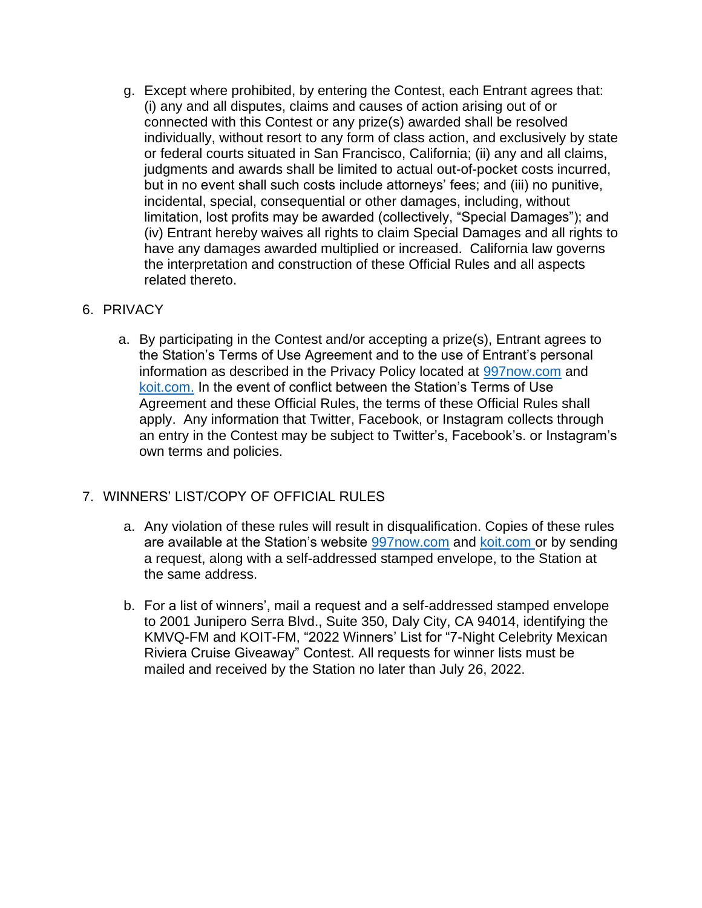g. Except where prohibited, by entering the Contest, each Entrant agrees that: (i) any and all disputes, claims and causes of action arising out of or connected with this Contest or any prize(s) awarded shall be resolved individually, without resort to any form of class action, and exclusively by state or federal courts situated in San Francisco, California; (ii) any and all claims, judgments and awards shall be limited to actual out-of-pocket costs incurred, but in no event shall such costs include attorneys' fees; and (iii) no punitive, incidental, special, consequential or other damages, including, without limitation, lost profits may be awarded (collectively, "Special Damages"); and (iv) Entrant hereby waives all rights to claim Special Damages and all rights to have any damages awarded multiplied or increased. California law governs the interpretation and construction of these Official Rules and all aspects related thereto.

6. PRIVACY

   a. By participating in the Contest and/or accepting a prize(s), Entrant agrees to the Station's Terms of Use Agreement and to the use of Entrant's personal information as described in the Privacy Policy located at 997now.com and koit.com. In the event of conflict between the Station's Terms of Use Agreement and these Official Rules, the terms of these Official Rules shall apply. Any information that Twitter, Facebook, or Instagram collects through an entry in the Contest may be subject to Twitter's, Facebook's. or Instagram's own terms and policies.

7. WINNERS' LIST/COPY OF OFFICIAL RULES

   a. Any violation of these rules will result in disqualification. Copies of these rules are available at the Station's website 997now.com and koit.com or by sending a request, along with a self-addressed stamped envelope, to the Station at the same address.

   b. For a list of winners', mail a request and a self-addressed stamped envelope to 2001 Junipero Serra Blvd., Suite 350, Daly City, CA 94014, identifying the KMVQ-FM and KOIT-FM, "2022 Winners' List for "7-Night Celebrity Mexican Riviera Cruise Giveaway" Contest. All requests for winner lists must be mailed and received by the Station no later than July 26, 2022.